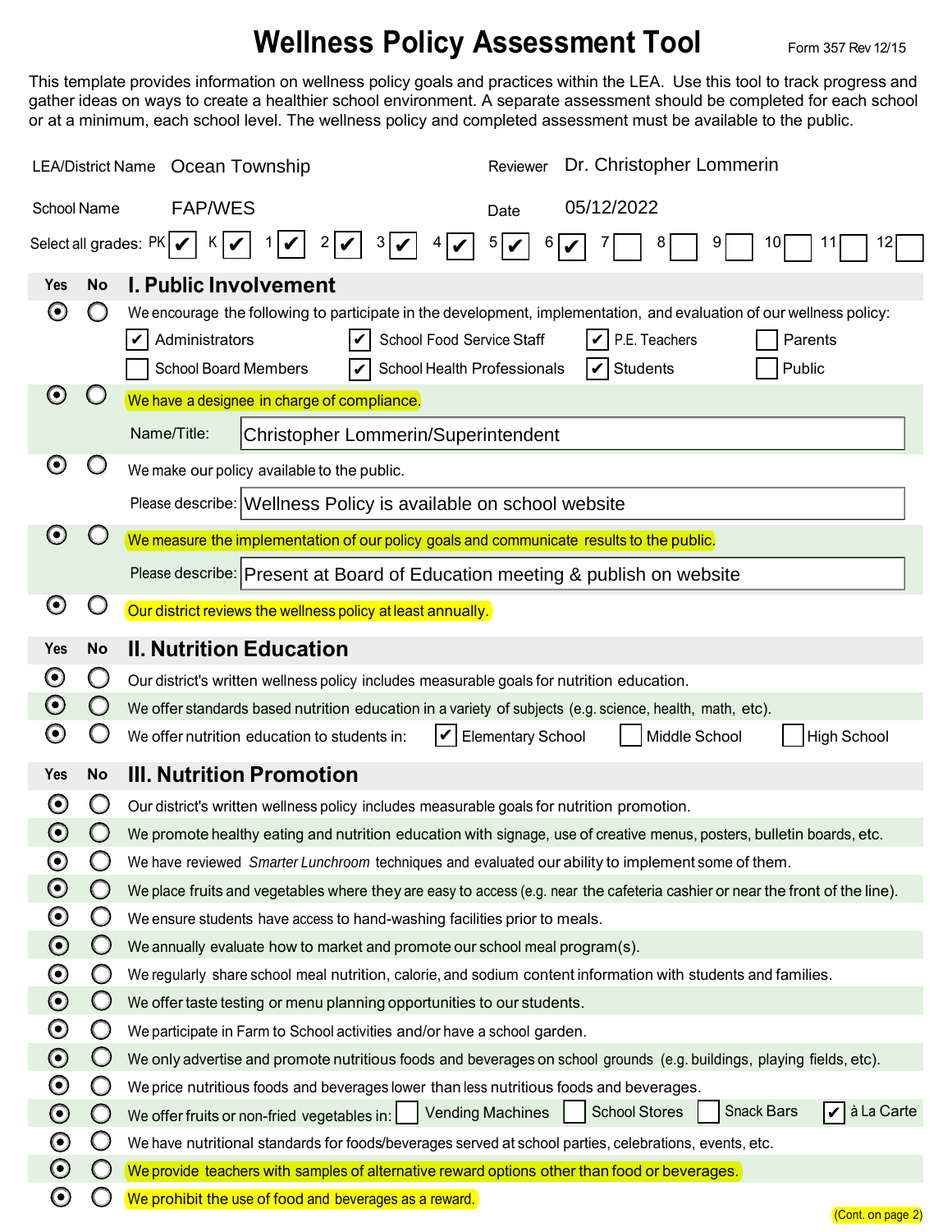# Wellness Policy Assessment Tool

Form 357 Rev 12/15

This template provides information on wellness policy goals and practices within the LEA. Use this tool to track progress and gather ideas on ways to create a healthier school environment. A separate assessment should be completed for each school or at a minimum, each school level. The wellness policy and completed assessment must be available to the public.

LEA/District Name: Ocean Township

Reviewer: Dr. Christopher Lommerin

School Name: FAP/WES

Date: 05/12/2022

Select all grades: PK ☑ K ☑ 1 ☑ 2 ☑ 3 ☑ 4 ☑ 5 ☑ 6 ☑ 7 ☐ 8 ☐ 9 ☐ 10 ☐ 11 ☐ 12 ☐

## I. Public Involvement

| Yes | No | |
|---|---|---|
| ◉ | ○ | We encourage the following to participate in the development, implementation, and evaluation of our wellness policy: ☑ Administrators ☑ School Food Service Staff ☑ P.E. Teachers ☐ Parents ☐ School Board Members ☑ School Health Professionals ☑ Students ☐ Public |
| ◉ | ○ | We have a designee in charge of compliance. Name/Title: Christopher Lommerin/Superintendent |
| ◉ | ○ | We make our policy available to the public. Please describe: Wellness Policy is available on school website |
| ◉ | ○ | We measure the implementation of our policy goals and communicate results to the public. Please describe: Present at Board of Education meeting & publish on website |
| ◉ | ○ | Our district reviews the wellness policy at least annually. |

## II. Nutrition Education

| Yes | No | |
|---|---|---|
| ◉ | ○ | Our district's written wellness policy includes measurable goals for nutrition education. |
| ◉ | ○ | We offer standards based nutrition education in a variety of subjects (e.g. science, health, math, etc). |
| ◉ | ○ | We offer nutrition education to students in: ☑ Elementary School ☐ Middle School ☐ High School |

## III. Nutrition Promotion

| Yes | No | |
|---|---|---|
| ◉ | ○ | Our district's written wellness policy includes measurable goals for nutrition promotion. |
| ◉ | ○ | We promote healthy eating and nutrition education with signage, use of creative menus, posters, bulletin boards, etc. |
| ◉ | ○ | We have reviewed *Smarter Lunchroom* techniques and evaluated our ability to implement some of them. |
| ◉ | ○ | We place fruits and vegetables where they are easy to access (e.g. near the cafeteria cashier or near the front of the line). |
| ◉ | ○ | We ensure students have access to hand-washing facilities prior to meals. |
| ◉ | ○ | We annually evaluate how to market and promote our school meal program(s). |
| ◉ | ○ | We regularly share school meal nutrition, calorie, and sodium content information with students and families. |
| ◉ | ○ | We offer taste testing or menu planning opportunities to our students. |
| ◉ | ○ | We participate in Farm to School activities and/or have a school garden. |
| ◉ | ○ | We only advertise and promote nutritious foods and beverages on school grounds (e.g. buildings, playing fields, etc). |
| ◉ | ○ | We price nutritious foods and beverages lower than less nutritious foods and beverages. |
| ◉ | ○ | We offer fruits or non-fried vegetables in: ☐ Vending Machines ☐ School Stores ☐ Snack Bars ☑ à La Carte |
| ◉ | ○ | We have nutritional standards for foods/beverages served at school parties, celebrations, events, etc. |
| ◉ | ○ | We provide teachers with samples of alternative reward options other than food or beverages. |
| ◉ | ○ | We prohibit the use of food and beverages as a reward. |

(Cont. on page 2)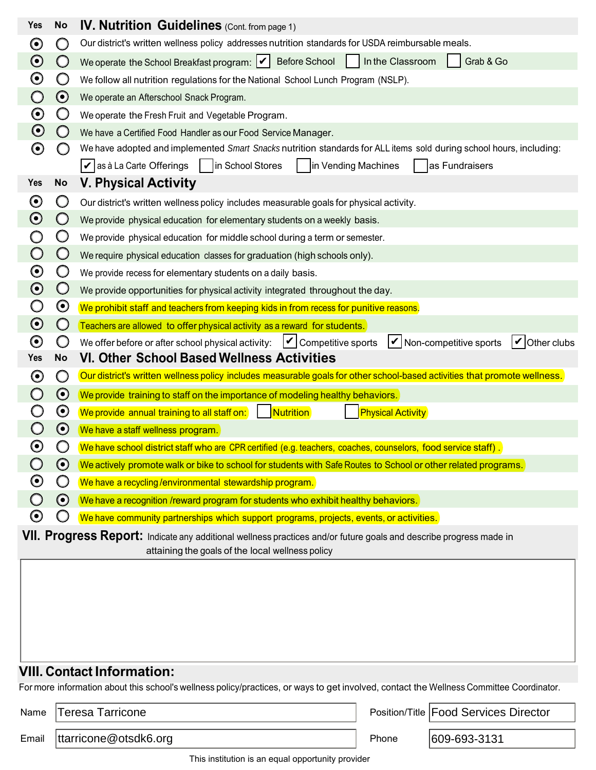| Yes | No | IV. Nutrition Guidelines (Cont. from page 1) |
|---|---|---|
| ◉ | ○ | Our district's written wellness policy addresses nutrition standards for USDA reimbursable meals. |
| ◉ | ○ | We operate the School Breakfast program: ☑ Before School ☐ In the Classroom ☐ Grab & Go |
| ◉ | ○ | We follow all nutrition regulations for the National School Lunch Program (NSLP). |
| ○ | ◉ | We operate an Afterschool Snack Program. |
| ◉ | ○ | We operate the Fresh Fruit and Vegetable Program. |
| ◉ | ○ | We have a Certified Food Handler as our Food Service Manager. |
| ◉ | ○ | We have adopted and implemented *Smart Snacks* nutrition standards for ALL items sold during school hours, including: ☑ as à La Carte Offerings ☐ in School Stores ☐ in Vending Machines ☐ as Fundraisers |

| Yes | No | V. Physical Activity |
|---|---|---|
| ◉ | ○ | Our district's written wellness policy includes measurable goals for physical activity. |
| ◉ | ○ | We provide physical education for elementary students on a weekly basis. |
| ○ | ○ | We provide physical education for middle school during a term or semester. |
| ○ | ○ | We require physical education classes for graduation (high schools only). |
| ◉ | ○ | We provide recess for elementary students on a daily basis. |
| ◉ | ○ | We provide opportunities for physical activity integrated throughout the day. |
| ○ | ◉ | We prohibit staff and teachers from keeping kids in from recess for punitive reasons. |
| ◉ | ○ | Teachers are allowed to offer physical activity as a reward for students. |
| ◉ | ○ | We offer before or after school physical activity: ☑ Competitive sports ☑ Non-competitive sports ☑ Other clubs |

| Yes | No | VI. Other School Based Wellness Activities |
|---|---|---|
| ◉ | ○ | Our district's written wellness policy includes measurable goals for other school-based activities that promote wellness. |
| ○ | ◉ | We provide training to staff on the importance of modeling healthy behaviors. |
| ○ | ◉ | We provide annual training to all staff on: ☐ Nutrition ☐ Physical Activity |
| ○ | ◉ | We have a staff wellness program. |
| ◉ | ○ | We have school district staff who are CPR certified (e.g. teachers, coaches, counselors, food service staff) . |
| ○ | ◉ | We actively promote walk or bike to school for students with Safe Routes to School or other related programs. |
| ◉ | ○ | We have a recycling /environmental stewardship program. |
| ○ | ◉ | We have a recognition /reward program for students who exhibit healthy behaviors. |
| ◉ | ○ | We have community partnerships which support programs, projects, events, or activities. |

## VII. Progress Report:

Indicate any additional wellness practices and/or future goals and describe progress made in attaining the goals of the local wellness policy

## VIII. Contact Information:

For more information about this school's wellness policy/practices, or ways to get involved, contact the Wellness Committee Coordinator.

| | | | |
|---|---|---|---|
| Name | Teresa Tarricone | Position/Title | Food Services Director |
| Email | ttarricone@otsdk6.org | Phone | 609-693-3131 |

This institution is an equal opportunity provider